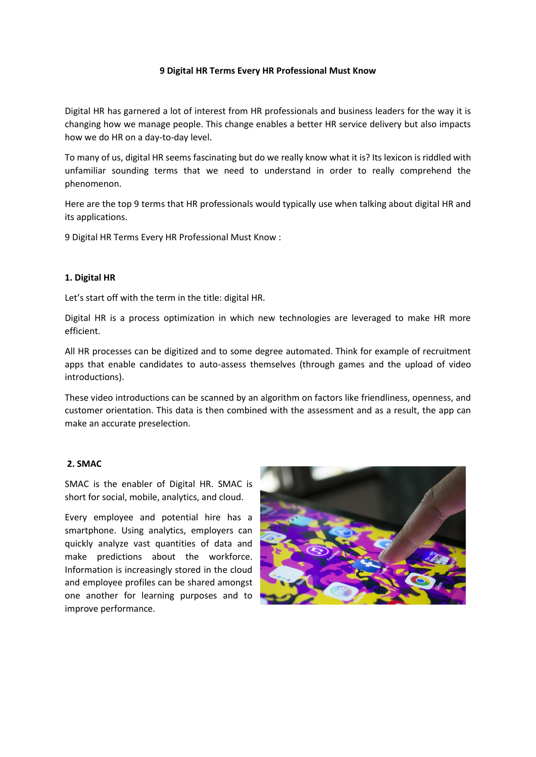# 9 Digital HR Terms Every HR Professional Must Know

Digital HR has garnered a lot of interest from HR professionals and business leaders for the way it is changing how we manage people. This change enables a better HR service delivery but also impacts how we do HR on a day-to-day level.

To many of us, digital HR seems fascinating but do we really know what it is? Its lexicon is riddled with unfamiliar sounding terms that we need to understand in order to really comprehend the phenomenon.

Here are the top 9 terms that HR professionals would typically use when talking about digital HR and its applications.

9 Digital HR Terms Every HR Professional Must Know :

## 1. Digital HR

Let's start off with the term in the title: digital HR.

Digital HR is a process optimization in which new technologies are leveraged to make HR more efficient.

All HR processes can be digitized and to some degree automated. Think for example of recruitment apps that enable candidates to auto-assess themselves (through games and the upload of video introductions).

These video introductions can be scanned by an algorithm on factors like friendliness, openness, and customer orientation. This data is then combined with the assessment and as a result, the app can make an accurate preselection.

## 2. SMAC

SMAC is the enabler of Digital HR. SMAC is short for social, mobile, analytics, and cloud.

Every employee and potential hire has a smartphone. Using analytics, employers can quickly analyze vast quantities of data and make predictions about the workforce. Information is increasingly stored in the cloud and employee profiles can be shared amongst one another for learning purposes and to improve performance.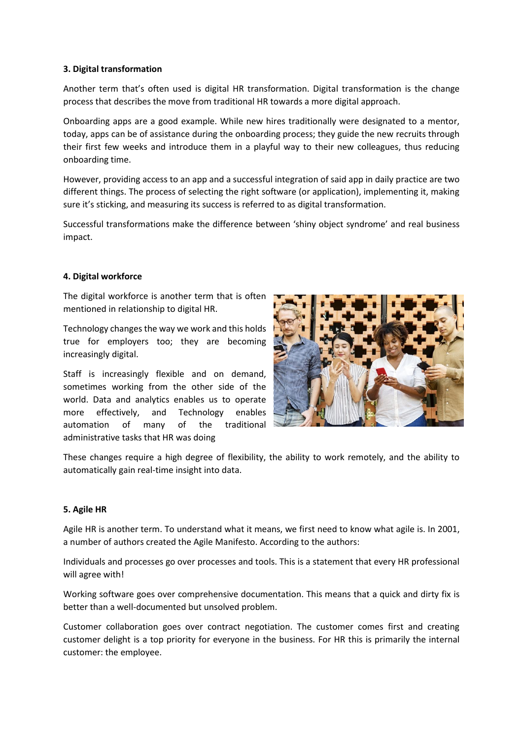**3. Digital transformation**

Another term that's often used is digital HR transformation. Digital transformation is the change process that describes the move from traditional HR towards a more digital approach.

Onboarding apps are a good example. While new hires traditionally were designated to a mentor, today, apps can be of assistance during the onboarding process; they guide the new recruits through their first few weeks and introduce them in a playful way to their new colleagues, thus reducing onboarding time.

However, providing access to an app and a successful integration of said app in daily practice are two different things. The process of selecting the right software (or application), implementing it, making sure it's sticking, and measuring its success is referred to as digital transformation.

Successful transformations make the difference between 'shiny object syndrome' and real business impact.

**4. Digital workforce**

The digital workforce is another term that is often mentioned in relationship to digital HR.

Technology changes the way we work and this holds true for employers too; they are becoming increasingly digital.

Staff is increasingly flexible and on demand, sometimes working from the other side of the world. Data and analytics enables us to operate more effectively, and Technology enables automation of many of the traditional administrative tasks that HR was doing

These changes require a high degree of flexibility, the ability to work remotely, and the ability to automatically gain real-time insight into data.

**5. Agile HR**

Agile HR is another term. To understand what it means, we first need to know what agile is. In 2001, a number of authors created the Agile Manifesto. According to the authors:

Individuals and processes go over processes and tools. This is a statement that every HR professional will agree with!

Working software goes over comprehensive documentation. This means that a quick and dirty fix is better than a well-documented but unsolved problem.

Customer collaboration goes over contract negotiation. The customer comes first and creating customer delight is a top priority for everyone in the business. For HR this is primarily the internal customer: the employee.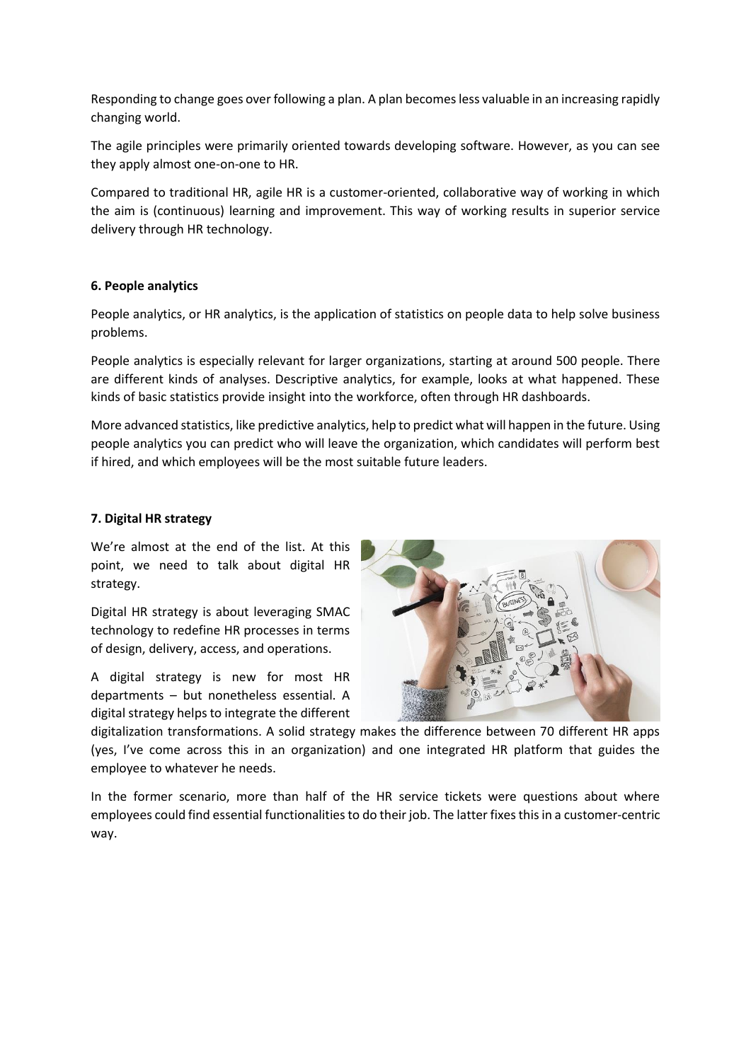Responding to change goes over following a plan. A plan becomes less valuable in an increasing rapidly changing world.

The agile principles were primarily oriented towards developing software. However, as you can see they apply almost one-on-one to HR.

Compared to traditional HR, agile HR is a customer-oriented, collaborative way of working in which the aim is (continuous) learning and improvement. This way of working results in superior service delivery through HR technology.

**6. People analytics**

People analytics, or HR analytics, is the application of statistics on people data to help solve business problems.

People analytics is especially relevant for larger organizations, starting at around 500 people. There are different kinds of analyses. Descriptive analytics, for example, looks at what happened. These kinds of basic statistics provide insight into the workforce, often through HR dashboards.

More advanced statistics, like predictive analytics, help to predict what will happen in the future. Using people analytics you can predict who will leave the organization, which candidates will perform best if hired, and which employees will be the most suitable future leaders.

**7. Digital HR strategy**

We're almost at the end of the list. At this point, we need to talk about digital HR strategy.

Digital HR strategy is about leveraging SMAC technology to redefine HR processes in terms of design, delivery, access, and operations.

A digital strategy is new for most HR departments – but nonetheless essential. A digital strategy helps to integrate the different digitalization transformations. A solid strategy makes the difference between 70 different HR apps (yes, I've come across this in an organization) and one integrated HR platform that guides the employee to whatever he needs.

In the former scenario, more than half of the HR service tickets were questions about where employees could find essential functionalities to do their job. The latter fixes this in a customer-centric way.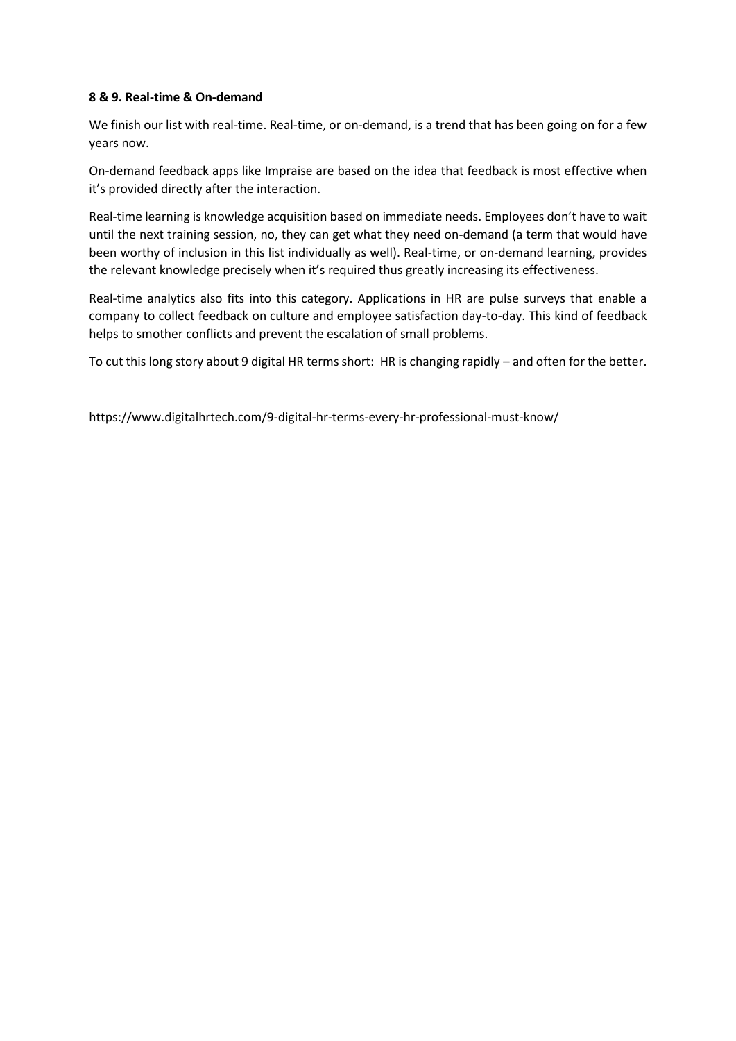**8 & 9. Real-time & On-demand**

We finish our list with real-time. Real-time, or on-demand, is a trend that has been going on for a few years now.

On-demand feedback apps like Impraise are based on the idea that feedback is most effective when it's provided directly after the interaction.

Real-time learning is knowledge acquisition based on immediate needs. Employees don't have to wait until the next training session, no, they can get what they need on-demand (a term that would have been worthy of inclusion in this list individually as well). Real-time, or on-demand learning, provides the relevant knowledge precisely when it's required thus greatly increasing its effectiveness.

Real-time analytics also fits into this category. Applications in HR are pulse surveys that enable a company to collect feedback on culture and employee satisfaction day-to-day. This kind of feedback helps to smother conflicts and prevent the escalation of small problems.

To cut this long story about 9 digital HR terms short: HR is changing rapidly – and often for the better.

https://www.digitalhrtech.com/9-digital-hr-terms-every-hr-professional-must-know/